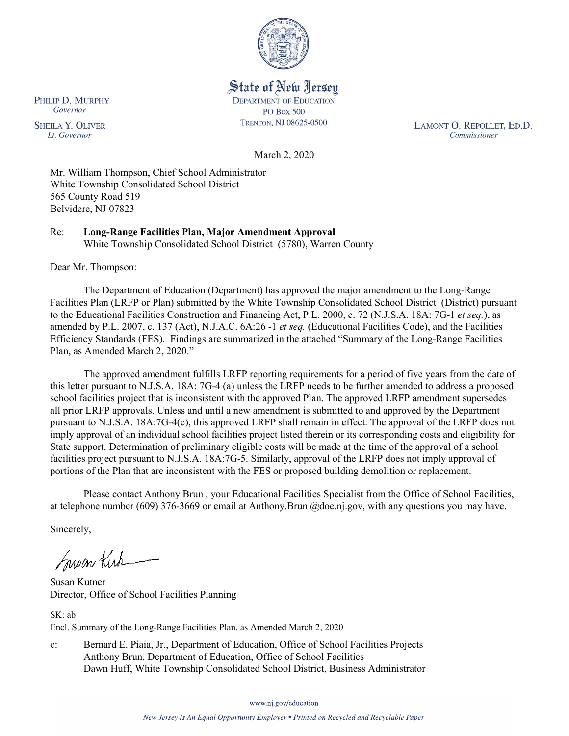State of New Jersey
DEPARTMENT OF EDUCATION
PO Box 500
TRENTON, NJ 08625-0500

PHILIP D. MURPHY
*Governor*

SHEILA Y. OLIVER
*Lt. Governor*

LAMONT O. REPOLLET, ED.D.
*Commissioner*

March 2, 2020

Mr. William Thompson, Chief School Administrator
White Township Consolidated School District
565 County Road 519
Belvidere, NJ 07823

Re: **Long-Range Facilities Plan, Major Amendment Approval**
White Township Consolidated School District (5780), Warren County

Dear Mr. Thompson:

The Department of Education (Department) has approved the major amendment to the Long-Range Facilities Plan (LRFP or Plan) submitted by the White Township Consolidated School District (District) pursuant to the Educational Facilities Construction and Financing Act, P.L. 2000, c. 72 (N.J.S.A. 18A: 7G-1 *et seq.*), as amended by P.L. 2007, c. 137 (Act), N.J.A.C. 6A:26 -1 *et seq.* (Educational Facilities Code), and the Facilities Efficiency Standards (FES). Findings are summarized in the attached "Summary of the Long-Range Facilities Plan, as Amended March 2, 2020."

The approved amendment fulfills LRFP reporting requirements for a period of five years from the date of this letter pursuant to N.J.S.A. 18A: 7G-4 (a) unless the LRFP needs to be further amended to address a proposed school facilities project that is inconsistent with the approved Plan. The approved LRFP amendment supersedes all prior LRFP approvals. Unless and until a new amendment is submitted to and approved by the Department pursuant to N.J.S.A. 18A:7G-4(c), this approved LRFP shall remain in effect. The approval of the LRFP does not imply approval of an individual school facilities project listed therein or its corresponding costs and eligibility for State support. Determination of preliminary eligible costs will be made at the time of the approval of a school facilities project pursuant to N.J.S.A. 18A:7G-5. Similarly, approval of the LRFP does not imply approval of portions of the Plan that are inconsistent with the FES or proposed building demolition or replacement.

Please contact Anthony Brun , your Educational Facilities Specialist from the Office of School Facilities, at telephone number (609) 376-3669 or email at Anthony.Brun @doe.nj.gov, with any questions you may have.

Sincerely,

Susan Kutner
Director, Office of School Facilities Planning

SK: ab
Encl. Summary of the Long-Range Facilities Plan, as Amended March 2, 2020

c: Bernard E. Piaia, Jr., Department of Education, Office of School Facilities Projects
Anthony Brun, Department of Education, Office of School Facilities
Dawn Huff, White Township Consolidated School District, Business Administrator

www.nj.gov/education

*New Jersey Is An Equal Opportunity Employer • Printed on Recycled and Recyclable Paper*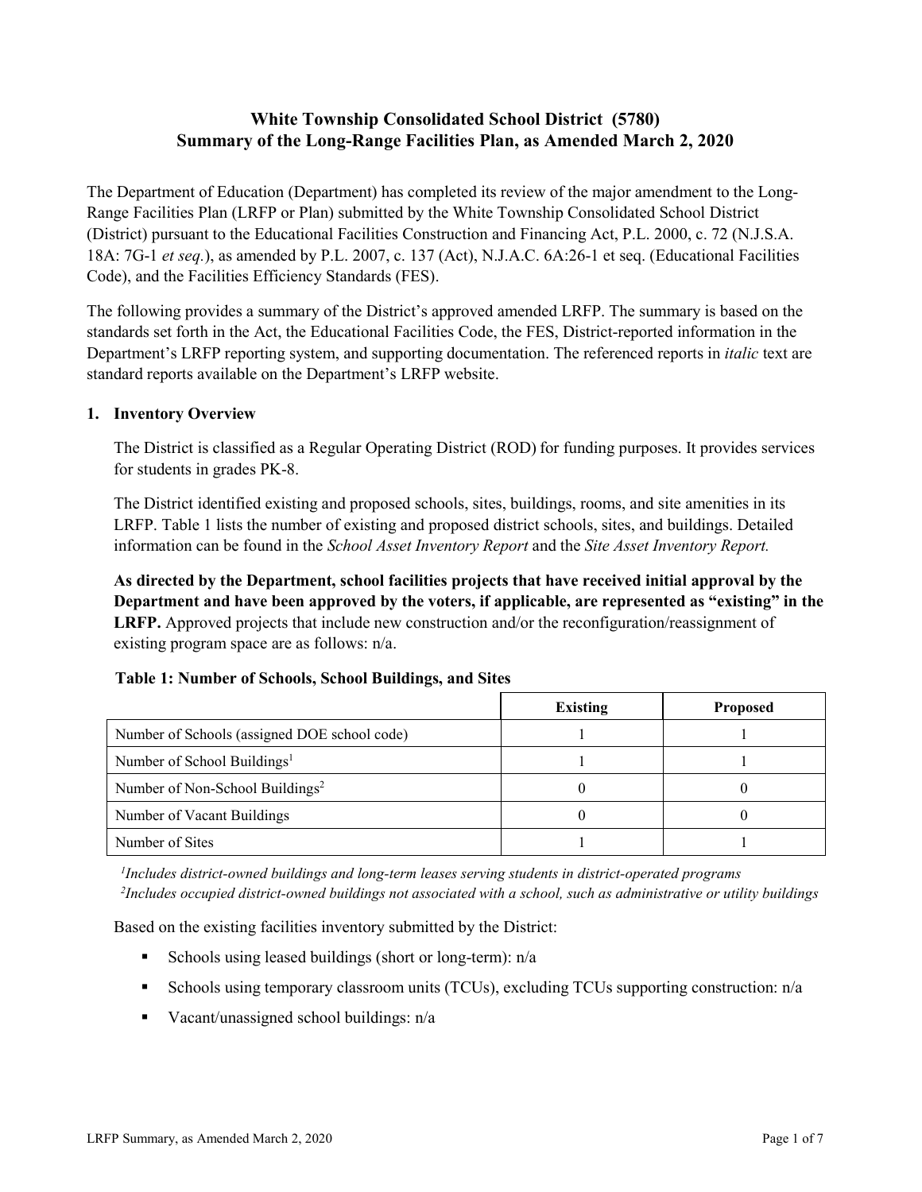# White Township Consolidated School District (5780)
# Summary of the Long-Range Facilities Plan, as Amended March 2, 2020

The Department of Education (Department) has completed its review of the major amendment to the Long-Range Facilities Plan (LRFP or Plan) submitted by the White Township Consolidated School District (District) pursuant to the Educational Facilities Construction and Financing Act, P.L. 2000, c. 72 (N.J.S.A. 18A: 7G-1 *et seq.*), as amended by P.L. 2007, c. 137 (Act), N.J.A.C. 6A:26-1 et seq. (Educational Facilities Code), and the Facilities Efficiency Standards (FES).

The following provides a summary of the District's approved amended LRFP. The summary is based on the standards set forth in the Act, the Educational Facilities Code, the FES, District-reported information in the Department's LRFP reporting system, and supporting documentation. The referenced reports in *italic* text are standard reports available on the Department's LRFP website.

## 1. Inventory Overview

The District is classified as a Regular Operating District (ROD) for funding purposes. It provides services for students in grades PK-8.

The District identified existing and proposed schools, sites, buildings, rooms, and site amenities in its LRFP. Table 1 lists the number of existing and proposed district schools, sites, and buildings. Detailed information can be found in the *School Asset Inventory Report* and the *Site Asset Inventory Report.*

**As directed by the Department, school facilities projects that have received initial approval by the Department and have been approved by the voters, if applicable, are represented as "existing" in the LRFP.** Approved projects that include new construction and/or the reconfiguration/reassignment of existing program space are as follows: n/a.

**Table 1: Number of Schools, School Buildings, and Sites**

| | Existing | Proposed |
|---|---|---|
| Number of Schools (assigned DOE school code) | 1 | 1 |
| Number of School Buildings[1] | 1 | 1 |
| Number of Non-School Buildings[2] | 0 | 0 |
| Number of Vacant Buildings | 0 | 0 |
| Number of Sites | 1 | 1 |

*[1]Includes district-owned buildings and long-term leases serving students in district-operated programs*
*[2]Includes occupied district-owned buildings not associated with a school, such as administrative or utility buildings*

Based on the existing facilities inventory submitted by the District:

- Schools using leased buildings (short or long-term): n/a
- Schools using temporary classroom units (TCUs), excluding TCUs supporting construction: n/a
- Vacant/unassigned school buildings: n/a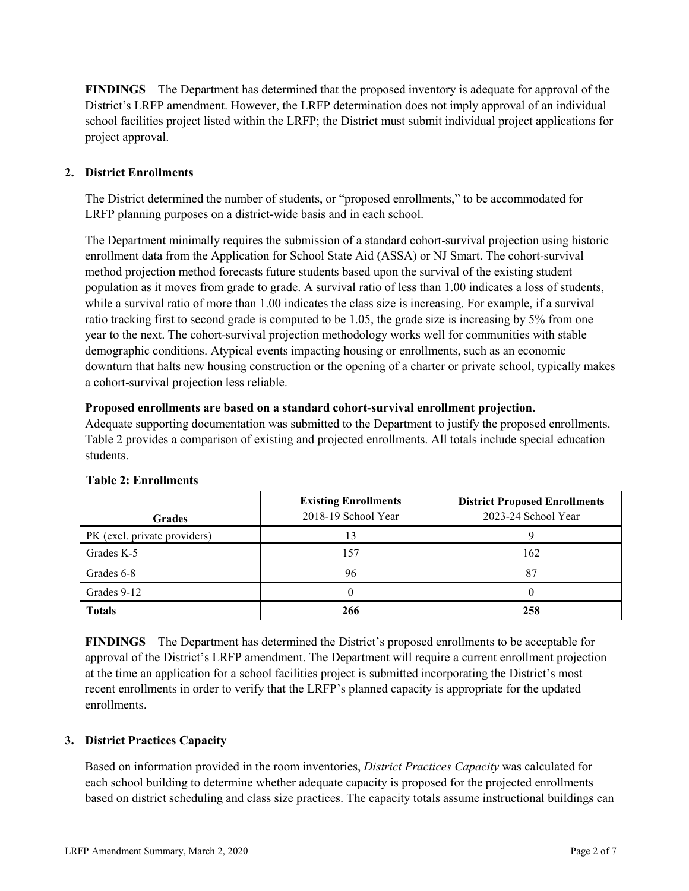**FINDINGS** The Department has determined that the proposed inventory is adequate for approval of the District's LRFP amendment. However, the LRFP determination does not imply approval of an individual school facilities project listed within the LRFP; the District must submit individual project applications for project approval.

## 2. District Enrollments

The District determined the number of students, or "proposed enrollments," to be accommodated for LRFP planning purposes on a district-wide basis and in each school.

The Department minimally requires the submission of a standard cohort-survival projection using historic enrollment data from the Application for School State Aid (ASSA) or NJ Smart. The cohort-survival method projection method forecasts future students based upon the survival of the existing student population as it moves from grade to grade. A survival ratio of less than 1.00 indicates a loss of students, while a survival ratio of more than 1.00 indicates the class size is increasing. For example, if a survival ratio tracking first to second grade is computed to be 1.05, the grade size is increasing by 5% from one year to the next. The cohort-survival projection methodology works well for communities with stable demographic conditions. Atypical events impacting housing or enrollments, such as an economic downturn that halts new housing construction or the opening of a charter or private school, typically makes a cohort-survival projection less reliable.

**Proposed enrollments are based on a standard cohort-survival enrollment projection.**
Adequate supporting documentation was submitted to the Department to justify the proposed enrollments. Table 2 provides a comparison of existing and projected enrollments. All totals include special education students.

**Table 2: Enrollments**

| Grades | **Existing Enrollments** 2018-19 School Year | **District Proposed Enrollments** 2023-24 School Year |
|---|---|---|
| PK (excl. private providers) | 13 | 9 |
| Grades K-5 | 157 | 162 |
| Grades 6-8 | 96 | 87 |
| Grades 9-12 | 0 | 0 |
| **Totals** | **266** | **258** |

**FINDINGS** The Department has determined the District's proposed enrollments to be acceptable for approval of the District's LRFP amendment. The Department will require a current enrollment projection at the time an application for a school facilities project is submitted incorporating the District's most recent enrollments in order to verify that the LRFP's planned capacity is appropriate for the updated enrollments.

## 3. District Practices Capacity

Based on information provided in the room inventories, *District Practices Capacity* was calculated for each school building to determine whether adequate capacity is proposed for the projected enrollments based on district scheduling and class size practices. The capacity totals assume instructional buildings can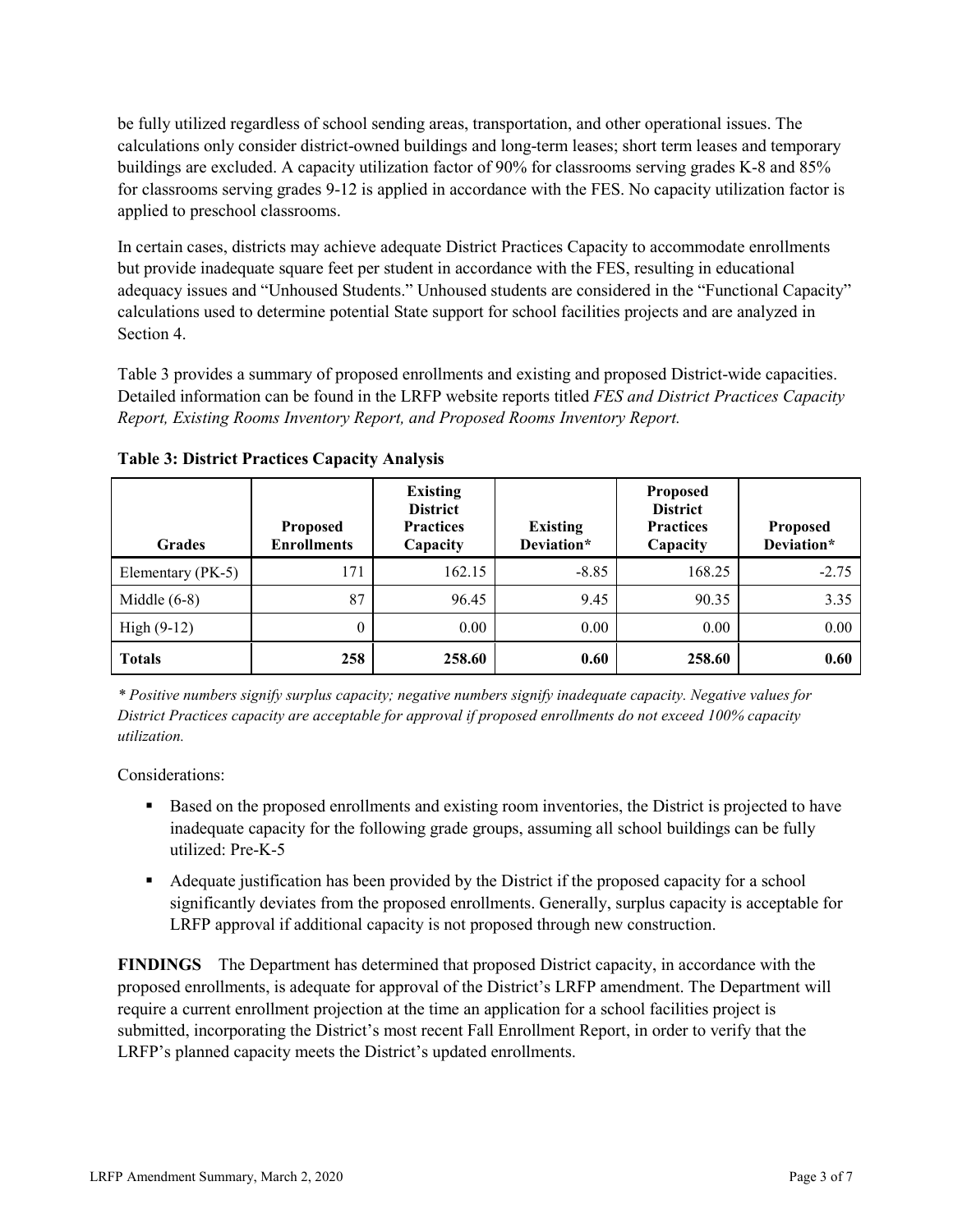be fully utilized regardless of school sending areas, transportation, and other operational issues. The calculations only consider district-owned buildings and long-term leases; short term leases and temporary buildings are excluded. A capacity utilization factor of 90% for classrooms serving grades K-8 and 85% for classrooms serving grades 9-12 is applied in accordance with the FES. No capacity utilization factor is applied to preschool classrooms.

In certain cases, districts may achieve adequate District Practices Capacity to accommodate enrollments but provide inadequate square feet per student in accordance with the FES, resulting in educational adequacy issues and "Unhoused Students." Unhoused students are considered in the "Functional Capacity" calculations used to determine potential State support for school facilities projects and are analyzed in Section 4.

Table 3 provides a summary of proposed enrollments and existing and proposed District-wide capacities. Detailed information can be found in the LRFP website reports titled *FES and District Practices Capacity Report, Existing Rooms Inventory Report, and Proposed Rooms Inventory Report.*

**Table 3: District Practices Capacity Analysis**

| Grades | Proposed Enrollments | Existing District Practices Capacity | Existing Deviation* | Proposed District Practices Capacity | Proposed Deviation* |
|---|---|---|---|---|---|
| Elementary (PK-5) | 171 | 162.15 | -8.85 | 168.25 | -2.75 |
| Middle (6-8) | 87 | 96.45 | 9.45 | 90.35 | 3.35 |
| High (9-12) | 0 | 0.00 | 0.00 | 0.00 | 0.00 |
| **Totals** | **258** | **258.60** | **0.60** | **258.60** | **0.60** |

*\* Positive numbers signify surplus capacity; negative numbers signify inadequate capacity. Negative values for District Practices capacity are acceptable for approval if proposed enrollments do not exceed 100% capacity utilization.*

Considerations:

- Based on the proposed enrollments and existing room inventories, the District is projected to have inadequate capacity for the following grade groups, assuming all school buildings can be fully utilized: Pre-K-5
- Adequate justification has been provided by the District if the proposed capacity for a school significantly deviates from the proposed enrollments. Generally, surplus capacity is acceptable for LRFP approval if additional capacity is not proposed through new construction.

**FINDINGS** The Department has determined that proposed District capacity, in accordance with the proposed enrollments, is adequate for approval of the District's LRFP amendment. The Department will require a current enrollment projection at the time an application for a school facilities project is submitted, incorporating the District's most recent Fall Enrollment Report, in order to verify that the LRFP's planned capacity meets the District's updated enrollments.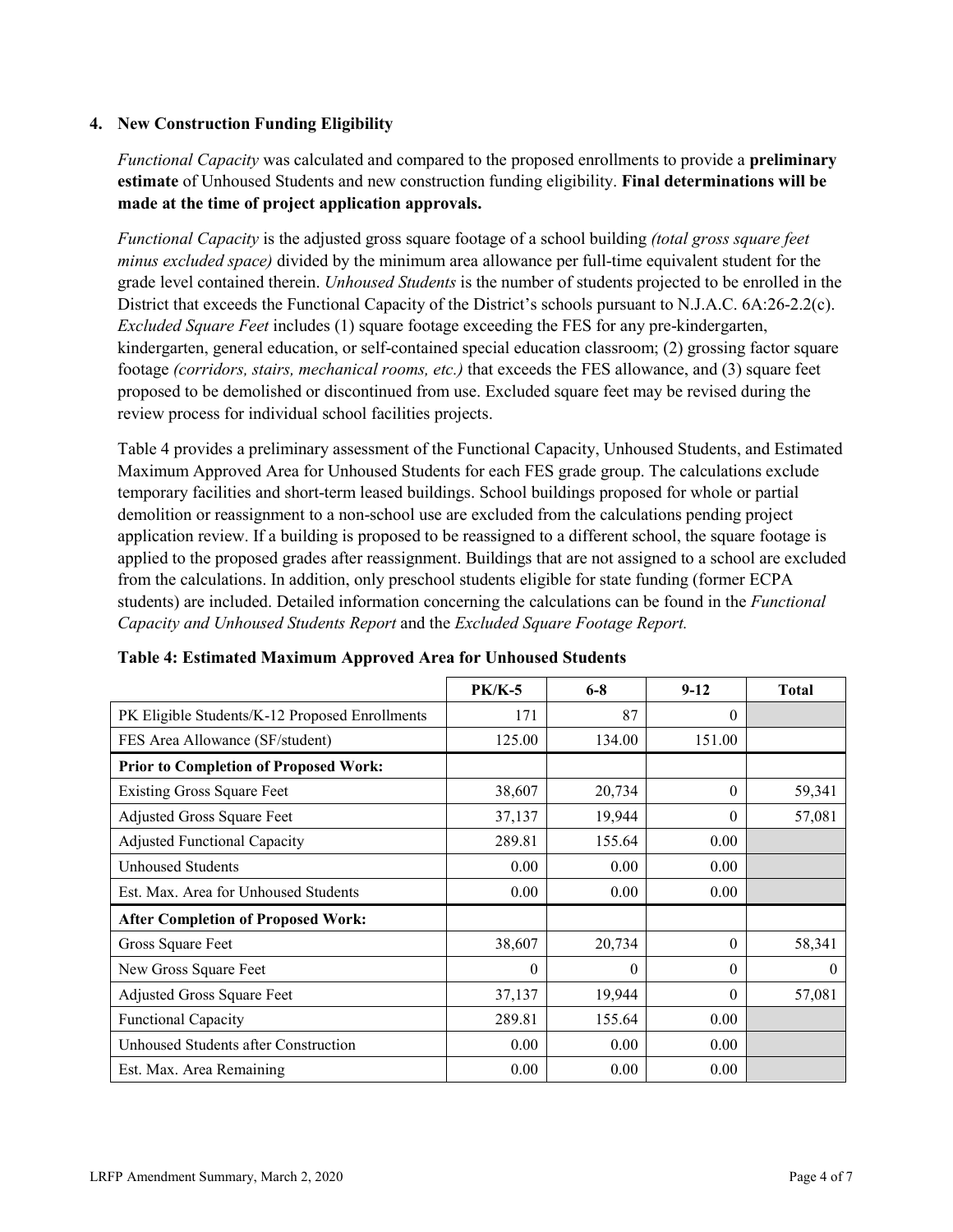## 4. New Construction Funding Eligibility

*Functional Capacity* was calculated and compared to the proposed enrollments to provide a **preliminary estimate** of Unhoused Students and new construction funding eligibility. **Final determinations will be made at the time of project application approvals.**

*Functional Capacity* is the adjusted gross square footage of a school building *(total gross square feet minus excluded space)* divided by the minimum area allowance per full-time equivalent student for the grade level contained therein. *Unhoused Students* is the number of students projected to be enrolled in the District that exceeds the Functional Capacity of the District's schools pursuant to N.J.A.C. 6A:26-2.2(c). *Excluded Square Feet* includes (1) square footage exceeding the FES for any pre-kindergarten, kindergarten, general education, or self-contained special education classroom; (2) grossing factor square footage *(corridors, stairs, mechanical rooms, etc.)* that exceeds the FES allowance, and (3) square feet proposed to be demolished or discontinued from use. Excluded square feet may be revised during the review process for individual school facilities projects.

Table 4 provides a preliminary assessment of the Functional Capacity, Unhoused Students, and Estimated Maximum Approved Area for Unhoused Students for each FES grade group. The calculations exclude temporary facilities and short-term leased buildings. School buildings proposed for whole or partial demolition or reassignment to a non-school use are excluded from the calculations pending project application review. If a building is proposed to be reassigned to a different school, the square footage is applied to the proposed grades after reassignment. Buildings that are not assigned to a school are excluded from the calculations. In addition, only preschool students eligible for state funding (former ECPA students) are included. Detailed information concerning the calculations can be found in the *Functional Capacity and Unhoused Students Report* and the *Excluded Square Footage Report.*

**Table 4: Estimated Maximum Approved Area for Unhoused Students**

| | PK/K-5 | 6-8 | 9-12 | Total |
|---|---|---|---|---|
| PK Eligible Students/K-12 Proposed Enrollments | 171 | 87 | 0 | |
| FES Area Allowance (SF/student) | 125.00 | 134.00 | 151.00 | |
| **Prior to Completion of Proposed Work:** | | | | |
| Existing Gross Square Feet | 38,607 | 20,734 | 0 | 59,341 |
| Adjusted Gross Square Feet | 37,137 | 19,944 | 0 | 57,081 |
| Adjusted Functional Capacity | 289.81 | 155.64 | 0.00 | |
| Unhoused Students | 0.00 | 0.00 | 0.00 | |
| Est. Max. Area for Unhoused Students | 0.00 | 0.00 | 0.00 | |
| **After Completion of Proposed Work:** | | | | |
| Gross Square Feet | 38,607 | 20,734 | 0 | 58,341 |
| New Gross Square Feet | 0 | 0 | 0 | 0 |
| Adjusted Gross Square Feet | 37,137 | 19,944 | 0 | 57,081 |
| Functional Capacity | 289.81 | 155.64 | 0.00 | |
| Unhoused Students after Construction | 0.00 | 0.00 | 0.00 | |
| Est. Max. Area Remaining | 0.00 | 0.00 | 0.00 | |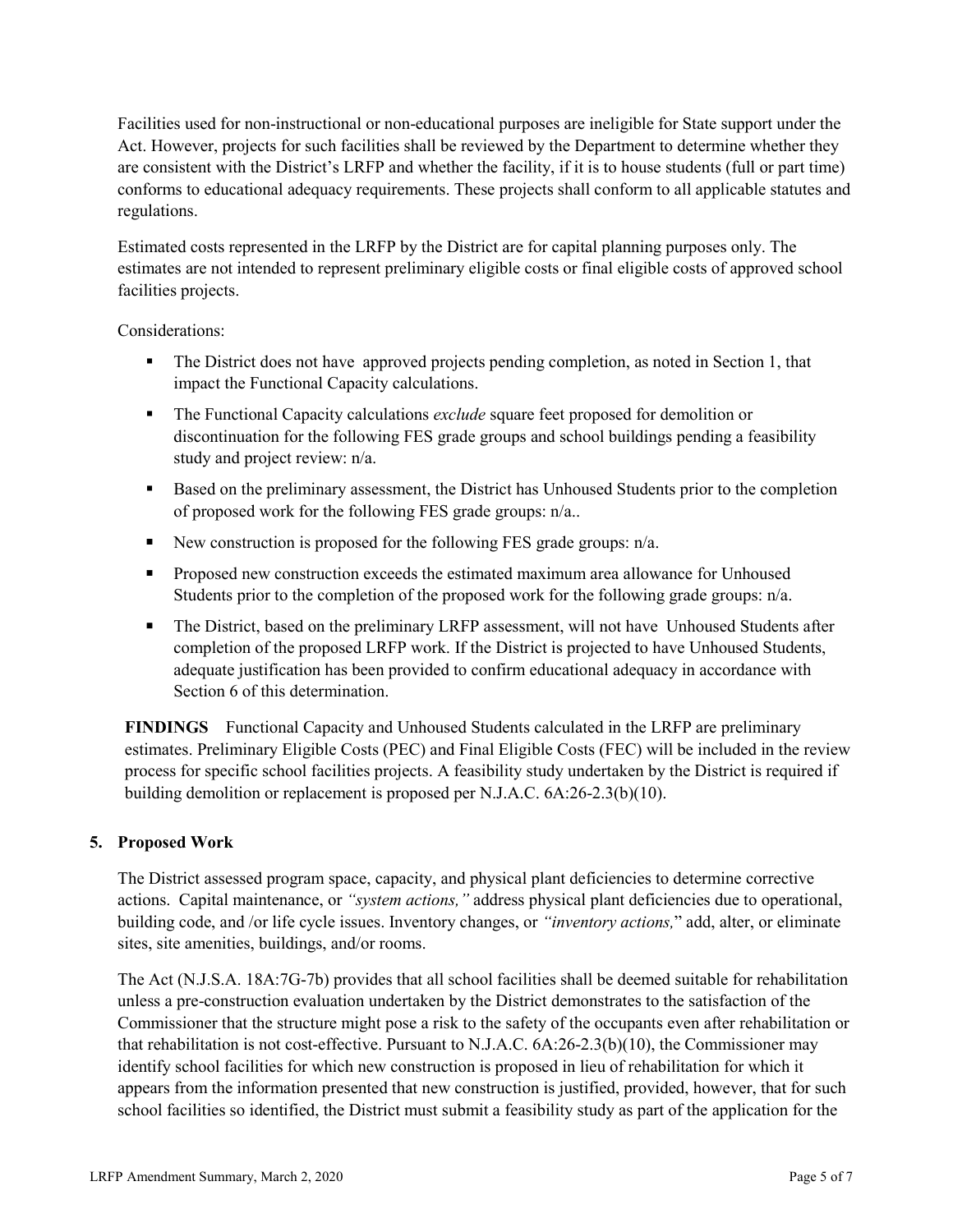Facilities used for non-instructional or non-educational purposes are ineligible for State support under the Act. However, projects for such facilities shall be reviewed by the Department to determine whether they are consistent with the District's LRFP and whether the facility, if it is to house students (full or part time) conforms to educational adequacy requirements. These projects shall conform to all applicable statutes and regulations.

Estimated costs represented in the LRFP by the District are for capital planning purposes only. The estimates are not intended to represent preliminary eligible costs or final eligible costs of approved school facilities projects.

Considerations:

- The District does not have approved projects pending completion, as noted in Section 1, that impact the Functional Capacity calculations.
- The Functional Capacity calculations *exclude* square feet proposed for demolition or discontinuation for the following FES grade groups and school buildings pending a feasibility study and project review: n/a.
- Based on the preliminary assessment, the District has Unhoused Students prior to the completion of proposed work for the following FES grade groups: n/a..
- New construction is proposed for the following FES grade groups: n/a.
- Proposed new construction exceeds the estimated maximum area allowance for Unhoused Students prior to the completion of the proposed work for the following grade groups: n/a.
- The District, based on the preliminary LRFP assessment, will not have Unhoused Students after completion of the proposed LRFP work. If the District is projected to have Unhoused Students, adequate justification has been provided to confirm educational adequacy in accordance with Section 6 of this determination.

**FINDINGS** Functional Capacity and Unhoused Students calculated in the LRFP are preliminary estimates. Preliminary Eligible Costs (PEC) and Final Eligible Costs (FEC) will be included in the review process for specific school facilities projects. A feasibility study undertaken by the District is required if building demolition or replacement is proposed per N.J.A.C. 6A:26-2.3(b)(10).

## 5. Proposed Work

The District assessed program space, capacity, and physical plant deficiencies to determine corrective actions. Capital maintenance, or *"system actions,"* address physical plant deficiencies due to operational, building code, and /or life cycle issues. Inventory changes, or *"inventory actions,"* add, alter, or eliminate sites, site amenities, buildings, and/or rooms.

The Act (N.J.S.A. 18A:7G-7b) provides that all school facilities shall be deemed suitable for rehabilitation unless a pre-construction evaluation undertaken by the District demonstrates to the satisfaction of the Commissioner that the structure might pose a risk to the safety of the occupants even after rehabilitation or that rehabilitation is not cost-effective. Pursuant to N.J.A.C. 6A:26-2.3(b)(10), the Commissioner may identify school facilities for which new construction is proposed in lieu of rehabilitation for which it appears from the information presented that new construction is justified, provided, however, that for such school facilities so identified, the District must submit a feasibility study as part of the application for the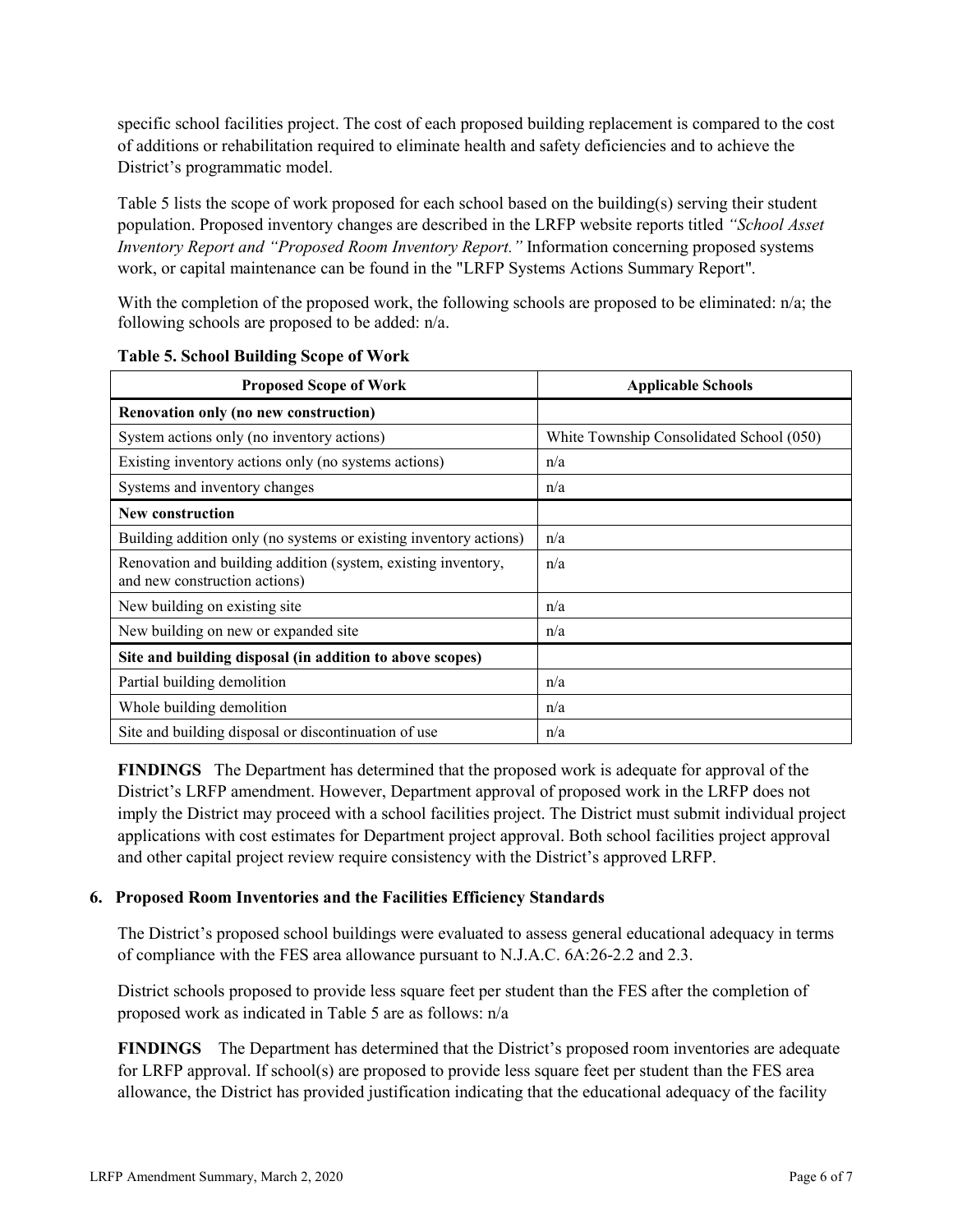specific school facilities project. The cost of each proposed building replacement is compared to the cost of additions or rehabilitation required to eliminate health and safety deficiencies and to achieve the District's programmatic model.

Table 5 lists the scope of work proposed for each school based on the building(s) serving their student population. Proposed inventory changes are described in the LRFP website reports titled *"School Asset Inventory Report and "Proposed Room Inventory Report."* Information concerning proposed systems work, or capital maintenance can be found in the "LRFP Systems Actions Summary Report".

With the completion of the proposed work, the following schools are proposed to be eliminated: n/a; the following schools are proposed to be added: n/a.

**Table 5. School Building Scope of Work**

| Proposed Scope of Work | Applicable Schools |
|---|---|
| **Renovation only (no new construction)** | |
| System actions only (no inventory actions) | White Township Consolidated School (050) |
| Existing inventory actions only (no systems actions) | n/a |
| Systems and inventory changes | n/a |
| **New construction** | |
| Building addition only (no systems or existing inventory actions) | n/a |
| Renovation and building addition (system, existing inventory, and new construction actions) | n/a |
| New building on existing site | n/a |
| New building on new or expanded site | n/a |
| **Site and building disposal (in addition to above scopes)** | |
| Partial building demolition | n/a |
| Whole building demolition | n/a |
| Site and building disposal or discontinuation of use | n/a |

**FINDINGS** The Department has determined that the proposed work is adequate for approval of the District's LRFP amendment. However, Department approval of proposed work in the LRFP does not imply the District may proceed with a school facilities project. The District must submit individual project applications with cost estimates for Department project approval. Both school facilities project approval and other capital project review require consistency with the District's approved LRFP.

## 6. Proposed Room Inventories and the Facilities Efficiency Standards

The District's proposed school buildings were evaluated to assess general educational adequacy in terms of compliance with the FES area allowance pursuant to N.J.A.C. 6A:26-2.2 and 2.3.

District schools proposed to provide less square feet per student than the FES after the completion of proposed work as indicated in Table 5 are as follows: n/a

**FINDINGS** The Department has determined that the District's proposed room inventories are adequate for LRFP approval. If school(s) are proposed to provide less square feet per student than the FES area allowance, the District has provided justification indicating that the educational adequacy of the facility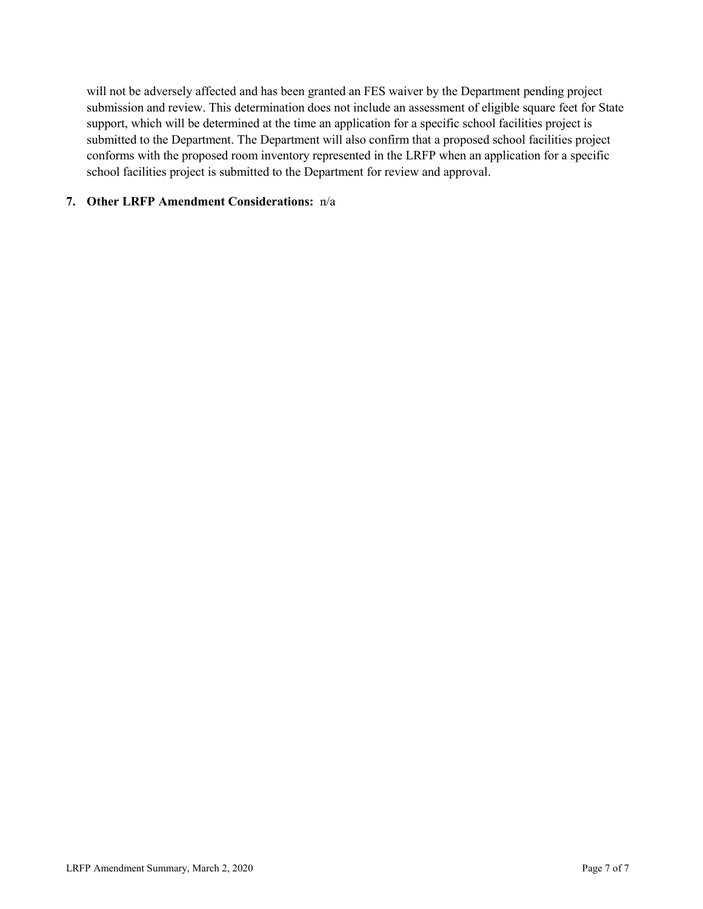will not be adversely affected and has been granted an FES waiver by the Department pending project submission and review. This determination does not include an assessment of eligible square feet for State support, which will be determined at the time an application for a specific school facilities project is submitted to the Department. The Department will also confirm that a proposed school facilities project conforms with the proposed room inventory represented in the LRFP when an application for a specific school facilities project is submitted to the Department for review and approval.

**7. Other LRFP Amendment Considerations:** n/a